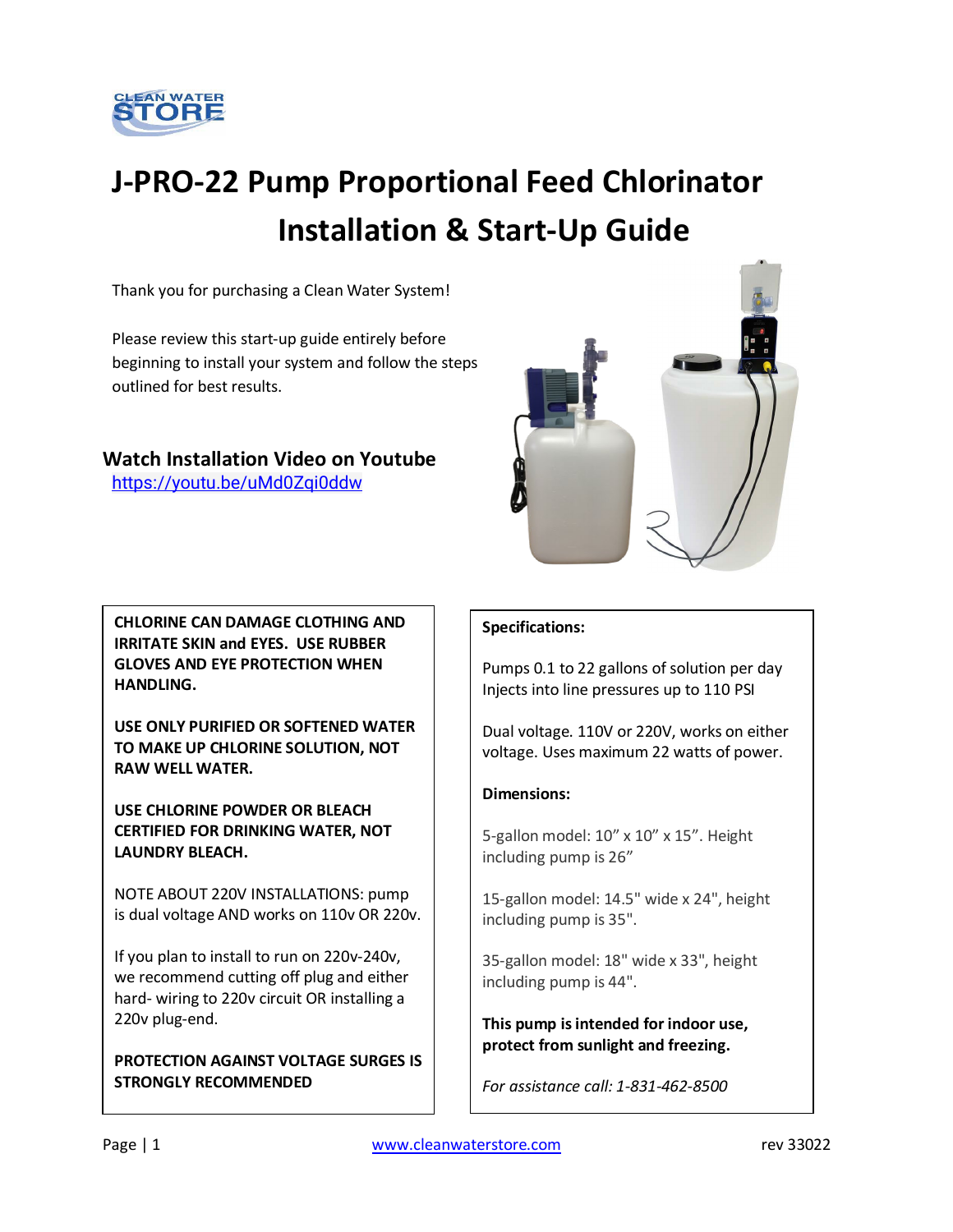CLEAN WATER STORE

# J-PRO-22 Pump Proportional Feed Chlorinator Installation & Start-Up Guide

Thank you for purchasing a Clean Water System!

Please review this start-up guide entirely before beginning to install your system and follow the steps outlined for best results.

## Watch Installation Video on Youtube

https://youtu.be/uMd0Zqi0ddw

**CHLORINE CAN DAMAGE CLOTHING AND IRRITATE SKIN and EYES. USE RUBBER GLOVES AND EYE PROTECTION WHEN HANDLING.**

**USE ONLY PURIFIED OR SOFTENED WATER TO MAKE UP CHLORINE SOLUTION, NOT RAW WELL WATER.**

**USE CHLORINE POWDER OR BLEACH CERTIFIED FOR DRINKING WATER, NOT LAUNDRY BLEACH.**

NOTE ABOUT 220V INSTALLATIONS: pump is dual voltage AND works on 110v OR 220v.

If you plan to install to run on 220v-240v, we recommend cutting off plug and either hard- wiring to 220v circuit OR installing a 220v plug-end.

**PROTECTION AGAINST VOLTAGE SURGES IS STRONGLY RECOMMENDED**

**Specifications:**

Pumps 0.1 to 22 gallons of solution per day
Injects into line pressures up to 110 PSI

Dual voltage. 110V or 220V, works on either voltage. Uses maximum 22 watts of power.

**Dimensions:**

5-gallon model: 10" x 10" x 15". Height including pump is 26"

15-gallon model: 14.5" wide x 24", height including pump is 35".

35-gallon model: 18" wide x 33", height including pump is 44".

**This pump is intended for indoor use, protect from sunlight and freezing.**

*For assistance call: 1-831-462-8500*

www.cleanwaterstore.com

rev 33022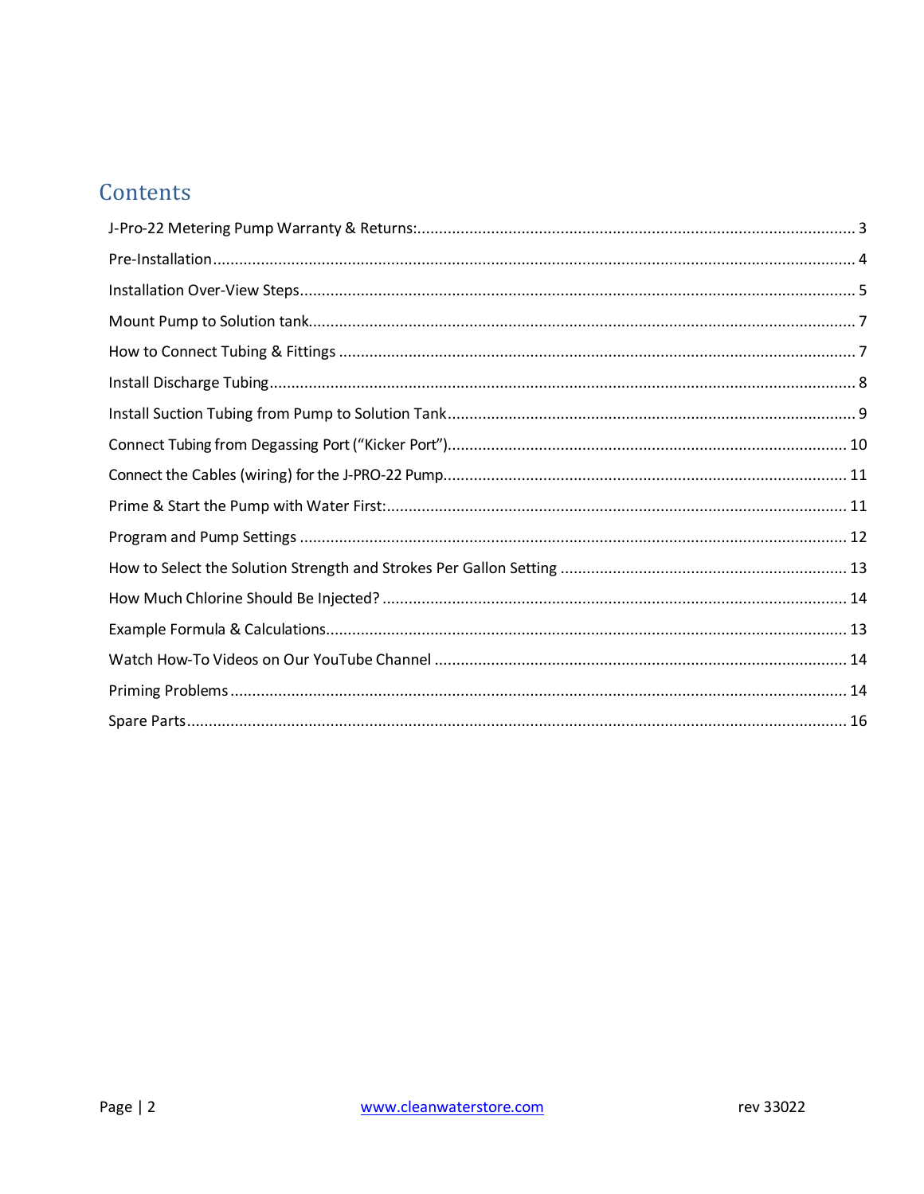# Contents

J-Pro-22 Metering Pump Warranty & Returns: .......... 3

Pre-Installation .......... 4

Installation Over-View Steps .......... 5

Mount Pump to Solution tank .......... 7

How to Connect Tubing & Fittings .......... 7

Install Discharge Tubing .......... 8

Install Suction Tubing from Pump to Solution Tank .......... 9

Connect Tubing from Degassing Port ("Kicker Port") .......... 10

Connect the Cables (wiring) for the J-PRO-22 Pump .......... 11

Prime & Start the Pump with Water First: .......... 11

Program and Pump Settings .......... 12

How to Select the Solution Strength and Strokes Per Gallon Setting .......... 13

How Much Chlorine Should Be Injected? .......... 14

Example Formula & Calculations .......... 13

Watch How-To Videos on Our YouTube Channel .......... 14

Priming Problems .......... 14

Spare Parts .......... 16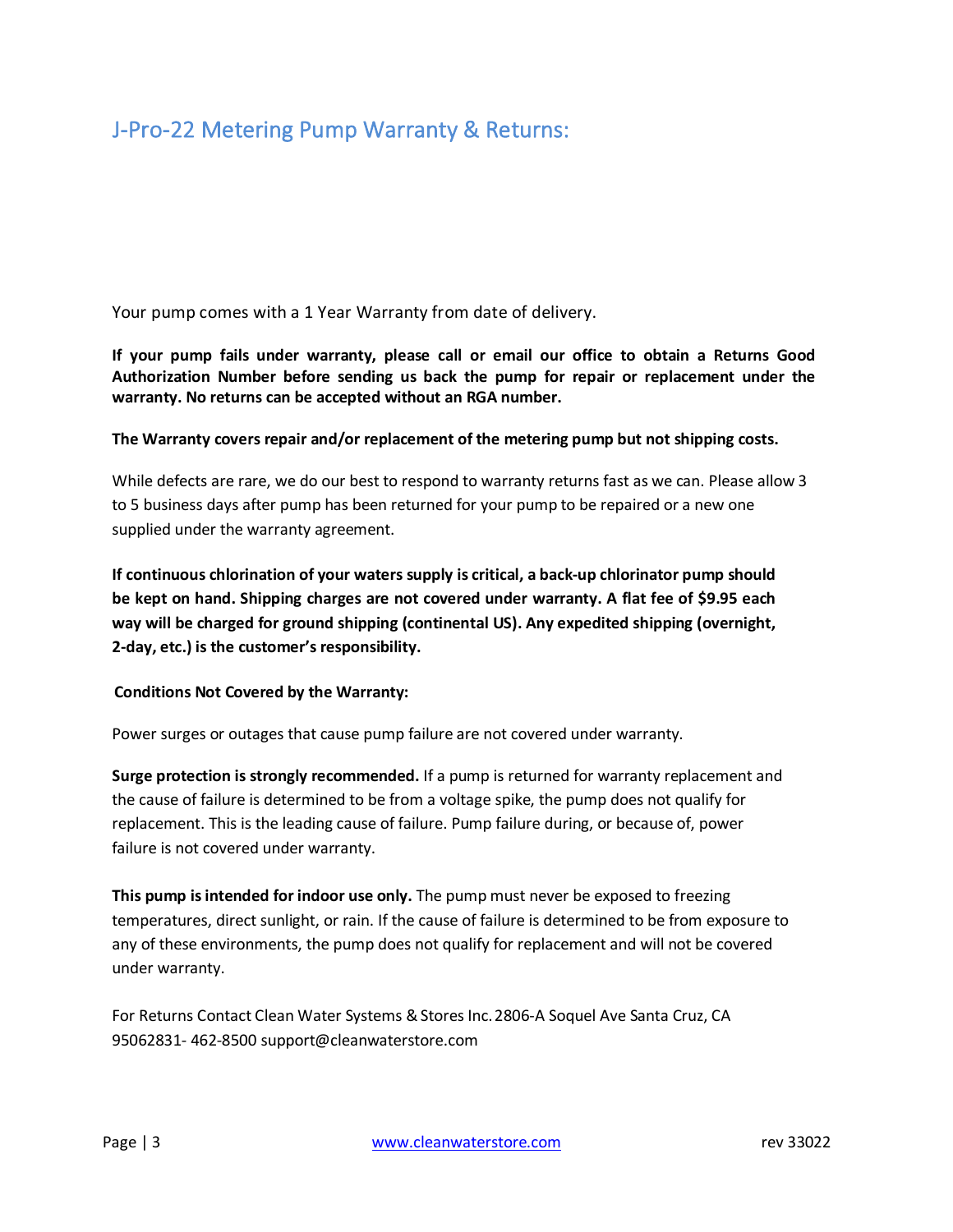## J-Pro-22 Metering Pump Warranty & Returns:

Your pump comes with a 1 Year Warranty from date of delivery.

**If your pump fails under warranty, please call or email our office to obtain a Returns Good Authorization Number before sending us back the pump for repair or replacement under the warranty. No returns can be accepted without an RGA number.**

**The Warranty covers repair and/or replacement of the metering pump but not shipping costs.**

While defects are rare, we do our best to respond to warranty returns fast as we can. Please allow 3 to 5 business days after pump has been returned for your pump to be repaired or a new one supplied under the warranty agreement.

**If continuous chlorination of your waters supply is critical, a back-up chlorinator pump should be kept on hand. Shipping charges are not covered under warranty. A flat fee of $9.95 each way will be charged for ground shipping (continental US). Any expedited shipping (overnight, 2-day, etc.) is the customer's responsibility.**

**Conditions Not Covered by the Warranty:**

Power surges or outages that cause pump failure are not covered under warranty.

**Surge protection is strongly recommended.** If a pump is returned for warranty replacement and the cause of failure is determined to be from a voltage spike, the pump does not qualify for replacement. This is the leading cause of failure. Pump failure during, or because of, power failure is not covered under warranty.

**This pump is intended for indoor use only.** The pump must never be exposed to freezing temperatures, direct sunlight, or rain. If the cause of failure is determined to be from exposure to any of these environments, the pump does not qualify for replacement and will not be covered under warranty.

For Returns Contact Clean Water Systems & Stores Inc. 2806-A Soquel Ave Santa Cruz, CA 95062831- 462-8500 support@cleanwaterstore.com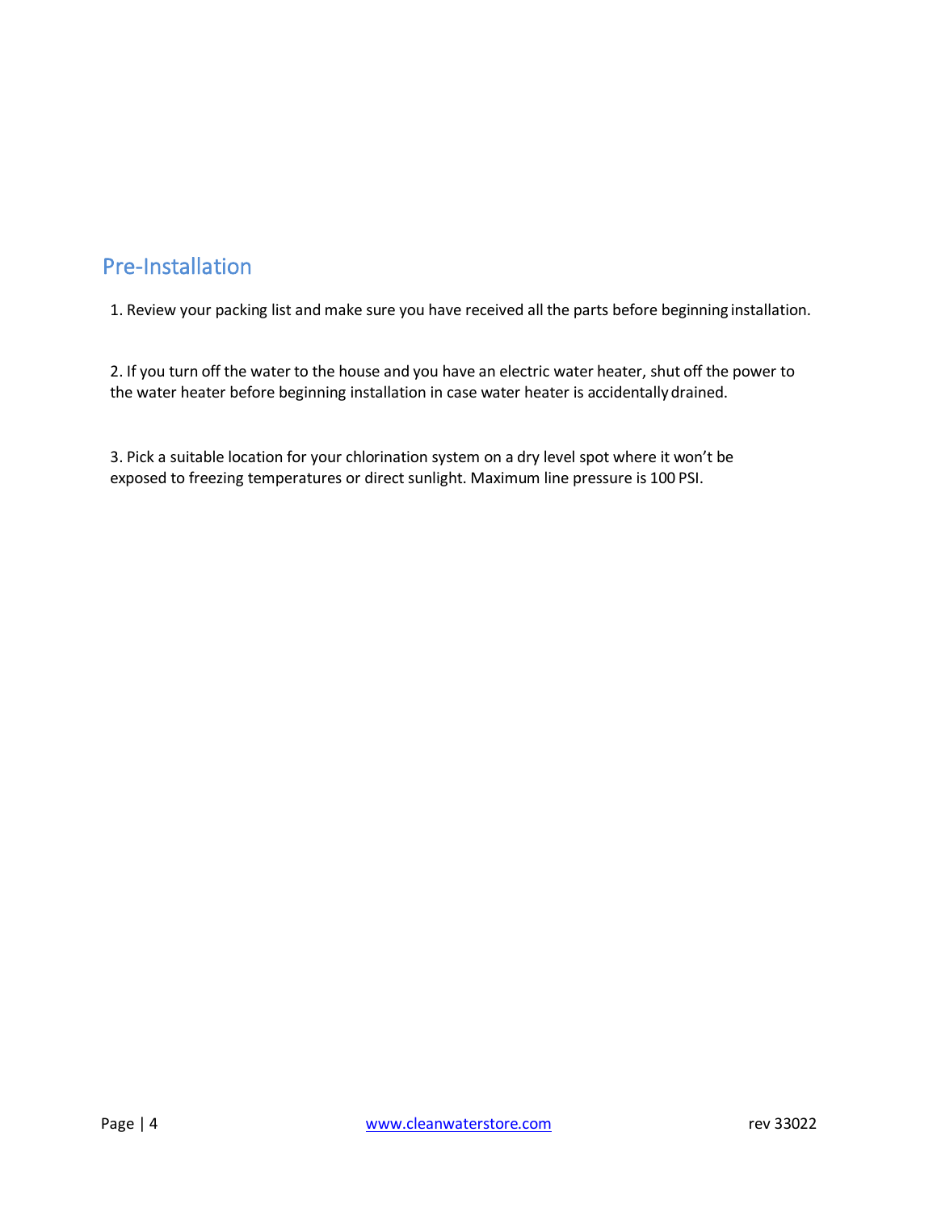## Pre-Installation

1. Review your packing list and make sure you have received all the parts before beginning installation.

2. If you turn off the water to the house and you have an electric water heater, shut off the power to the water heater before beginning installation in case water heater is accidentally drained.

3. Pick a suitable location for your chlorination system on a dry level spot where it won't be exposed to freezing temperatures or direct sunlight. Maximum line pressure is 100 PSI.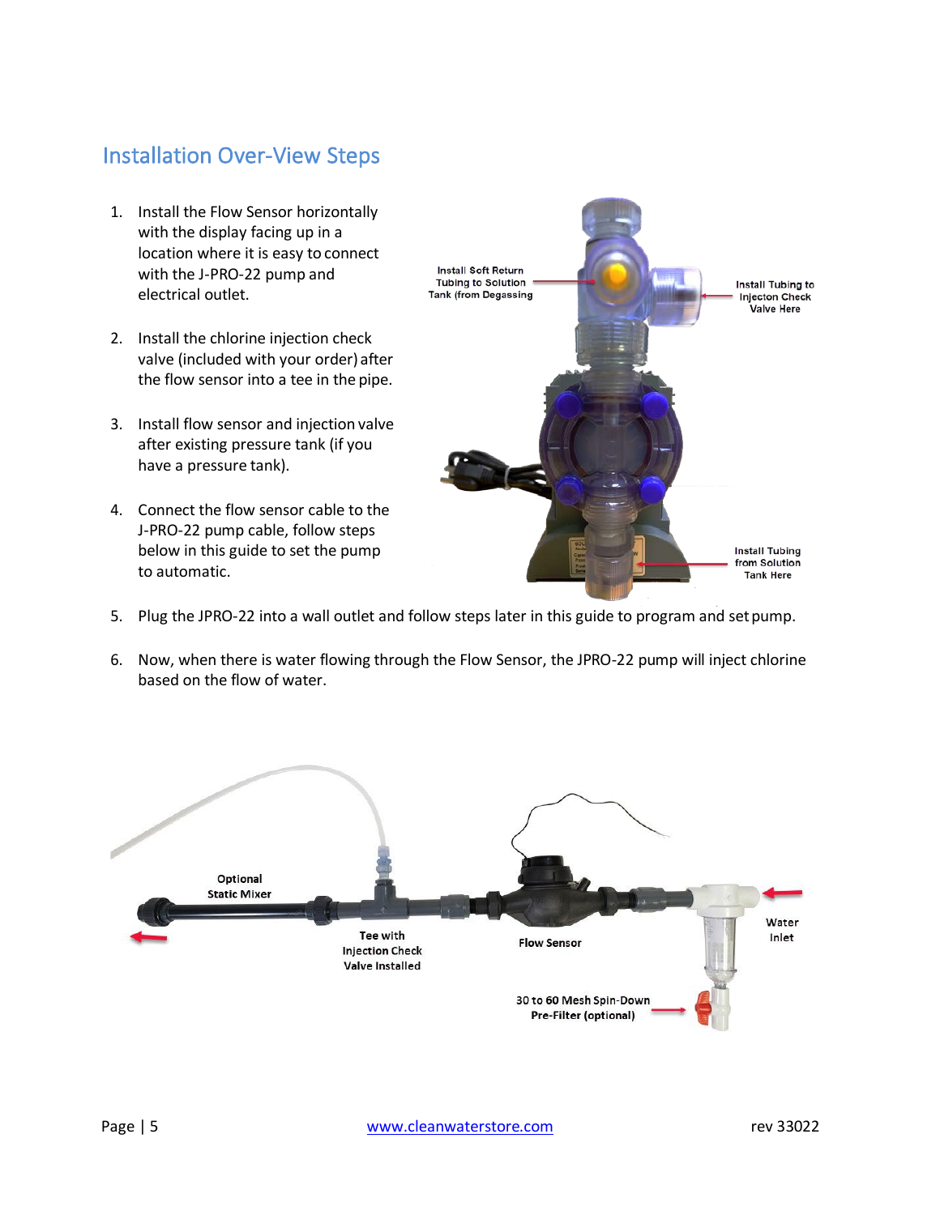## Installation Over-View Steps

1. Install the Flow Sensor horizontally with the display facing up in a location where it is easy to connect with the J-PRO-22 pump and electrical outlet.

2. Install the chlorine injection check valve (included with your order) after the flow sensor into a tee in the pipe.

3. Install flow sensor and injection valve after existing pressure tank (if you have a pressure tank).

4. Connect the flow sensor cable to the J-PRO-22 pump cable, follow steps below in this guide to set the pump to automatic.

5. Plug the JPRO-22 into a wall outlet and follow steps later in this guide to program and set pump.

6. Now, when there is water flowing through the Flow Sensor, the JPRO-22 pump will inject chlorine based on the flow of water.

Install Soft Return Tubing to Solution Tank (from Degassing

Install Tubing to Injecton Check Valve Here

Install Tubing from Solution Tank Here

Optional Static Mixer

Tee with Injection Check Valve Installed

Flow Sensor

Water Inlet

30 to 60 Mesh Spin-Down Pre-Filter (optional)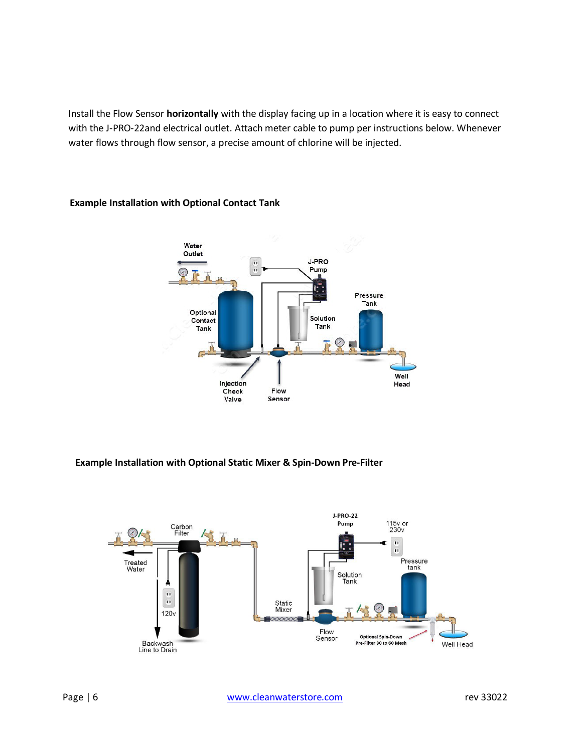Install the Flow Sensor **horizontally** with the display facing up in a location where it is easy to connect with the J-PRO-22and electrical outlet. Attach meter cable to pump per instructions below. Whenever water flows through flow sensor, a precise amount of chlorine will be injected.

**Example Installation with Optional Contact Tank**

**Example Installation with Optional Static Mixer & Spin-Down Pre-Filter**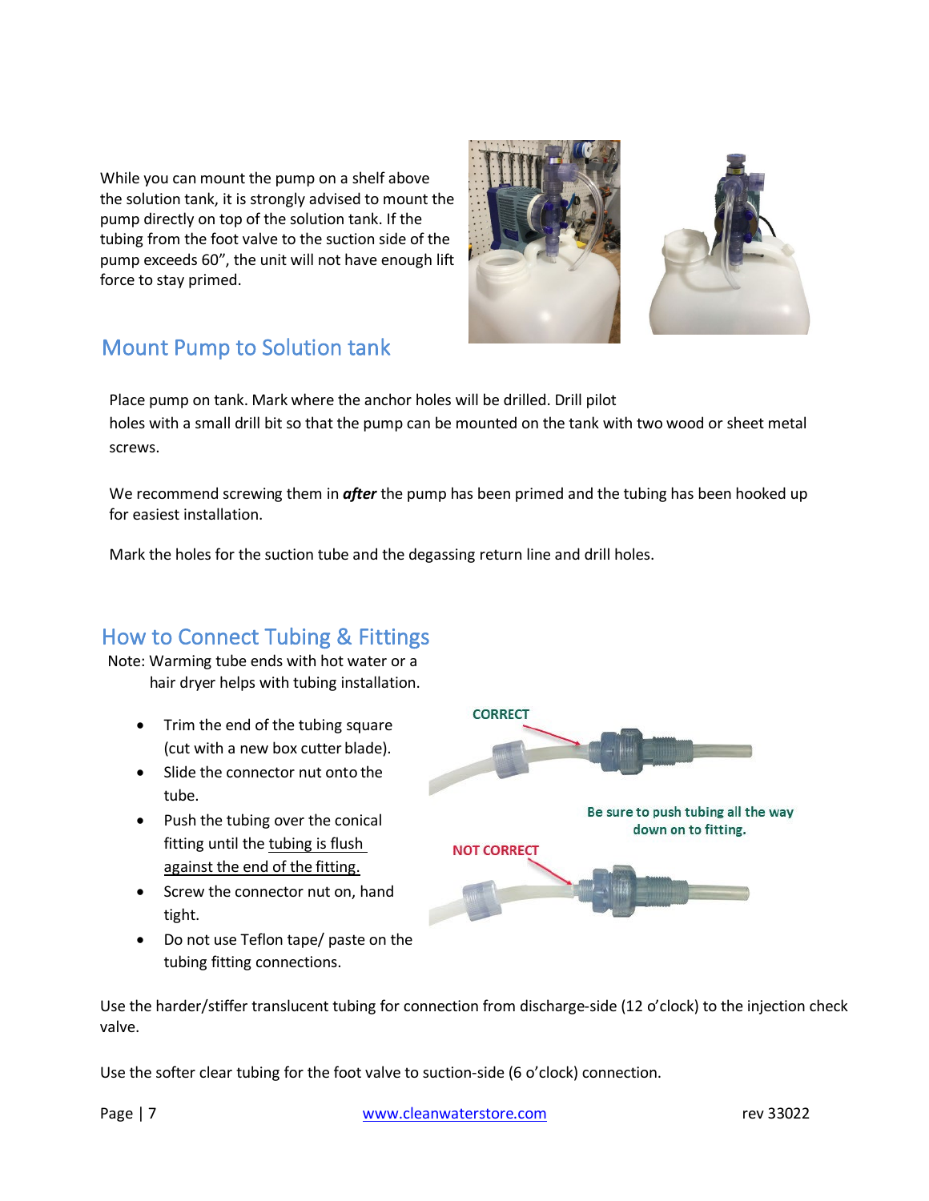While you can mount the pump on a shelf above the solution tank, it is strongly advised to mount the pump directly on top of the solution tank. If the tubing from the foot valve to the suction side of the pump exceeds 60", the unit will not have enough lift force to stay primed.

## Mount Pump to Solution tank

Place pump on tank. Mark where the anchor holes will be drilled. Drill pilot holes with a small drill bit so that the pump can be mounted on the tank with two wood or sheet metal screws.

We recommend screwing them in ***after*** the pump has been primed and the tubing has been hooked up for easiest installation.

Mark the holes for the suction tube and the degassing return line and drill holes.

## How to Connect Tubing & Fittings

Note: Warming tube ends with hot water or a hair dryer helps with tubing installation.

- Trim the end of the tubing square (cut with a new box cutter blade).
- Slide the connector nut onto the tube.
- Push the tubing over the conical fitting until the tubing is flush against the end of the fitting.
- Screw the connector nut on, hand tight.
- Do not use Teflon tape/ paste on the tubing fitting connections.

CORRECT

Be sure to push tubing all the way down on to fitting.

NOT CORRECT

Use the harder/stiffer translucent tubing for connection from discharge-side (12 o'clock) to the injection check valve.

Use the softer clear tubing for the foot valve to suction-side (6 o'clock) connection.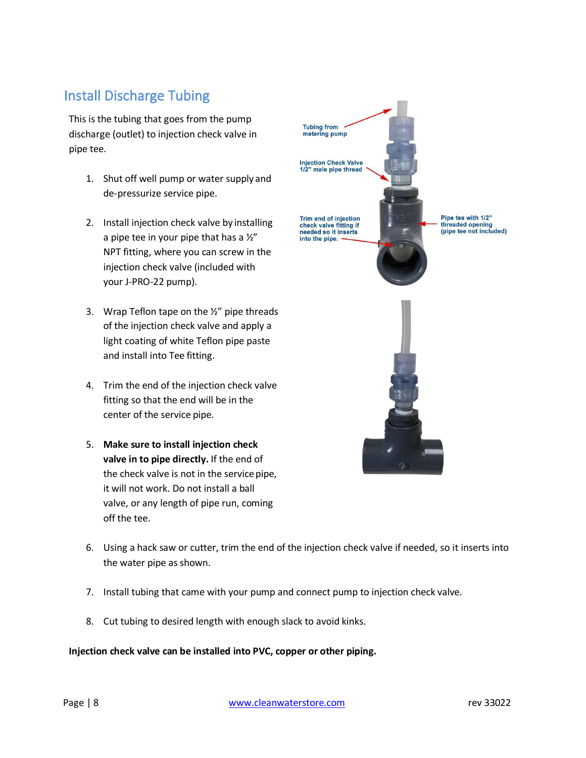## Install Discharge Tubing

This is the tubing that goes from the pump discharge (outlet) to injection check valve in pipe tee.

1. Shut off well pump or water supply and de-pressurize service pipe.
2. Install injection check valve by installing a pipe tee in your pipe that has a ½" NPT fitting, where you can screw in the injection check valve (included with your J-PRO-22 pump).
3. Wrap Teflon tape on the ½" pipe threads of the injection check valve and apply a light coating of white Teflon pipe paste and install into Tee fitting.
4. Trim the end of the injection check valve fitting so that the end will be in the center of the service pipe.
5. **Make sure to install injection check valve in to pipe directly.** If the end of the check valve is not in the service pipe, it will not work. Do not install a ball valve, or any length of pipe run, coming off the tee.
6. Using a hack saw or cutter, trim the end of the injection check valve if needed, so it inserts into the water pipe as shown.
7. Install tubing that came with your pump and connect pump to injection check valve.
8. Cut tubing to desired length with enough slack to avoid kinks.

Tubing from metering pump

Injection Check Valve 1/2" male pipe thread

Trim end of injection check valve fitting if needed so it inserts into the pipe.

Pipe tee with 1/2" threaded opening (pipe tee not included)

**Injection check valve can be installed into PVC, copper or other piping.**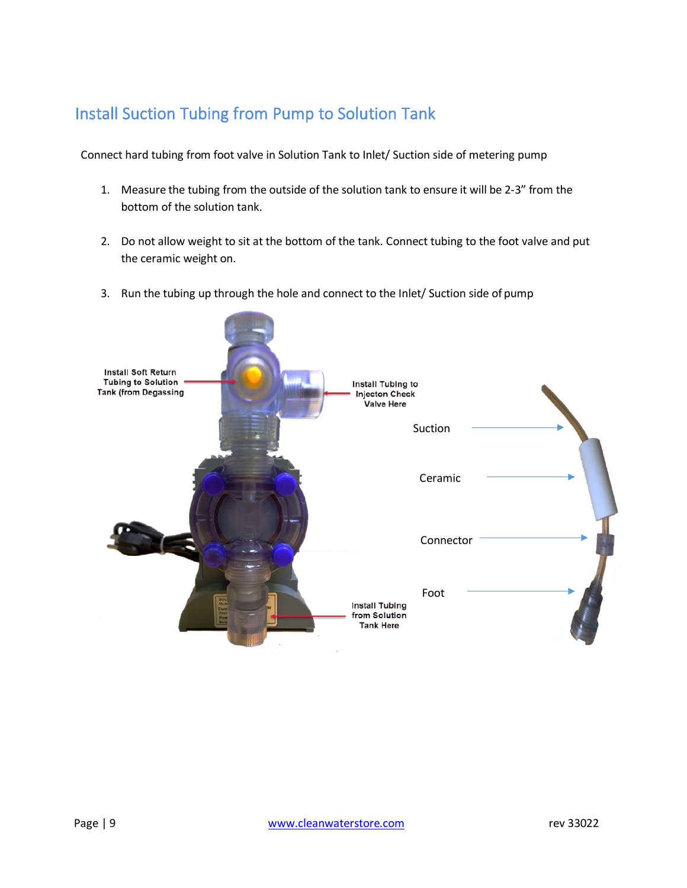## Install Suction Tubing from Pump to Solution Tank

Connect hard tubing from foot valve in Solution Tank to Inlet/ Suction side of metering pump

1. Measure the tubing from the outside of the solution tank to ensure it will be 2-3" from the bottom of the solution tank.

2. Do not allow weight to sit at the bottom of the tank. Connect tubing to the foot valve and put the ceramic weight on.

3. Run the tubing up through the hole and connect to the Inlet/ Suction side of pump

Install Soft Return Tubing to Solution Tank (from Degassing

Install Tubing to Injecton Check Valve Here

Install Tubing from Solution Tank Here

Suction

Ceramic

Connector

Foot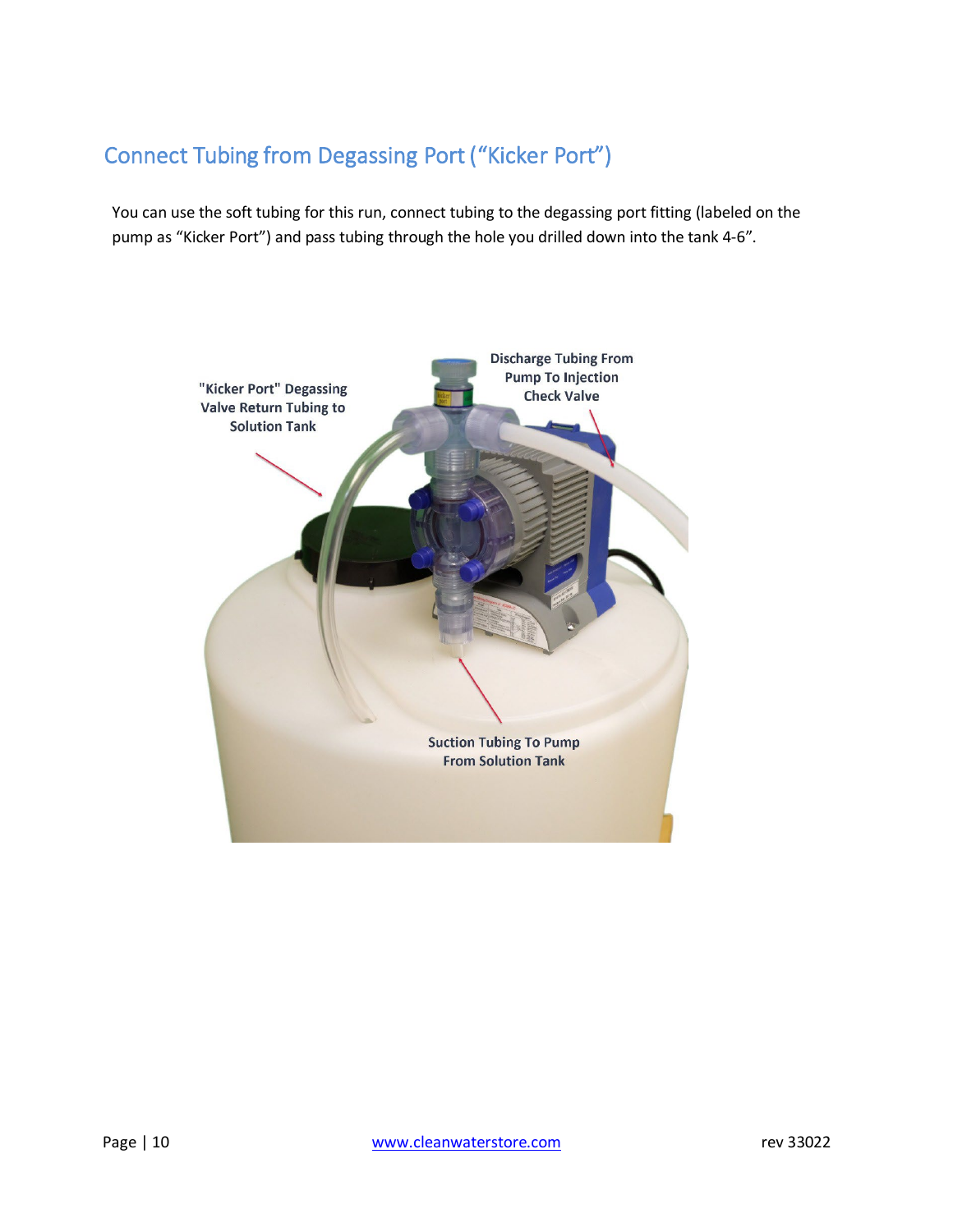## Connect Tubing from Degassing Port ("Kicker Port")

You can use the soft tubing for this run, connect tubing to the degassing port fitting (labeled on the pump as "Kicker Port") and pass tubing through the hole you drilled down into the tank 4-6".

"Kicker Port" Degassing Valve Return Tubing to Solution Tank

Discharge Tubing From Pump To Injection Check Valve

Suction Tubing To Pump From Solution Tank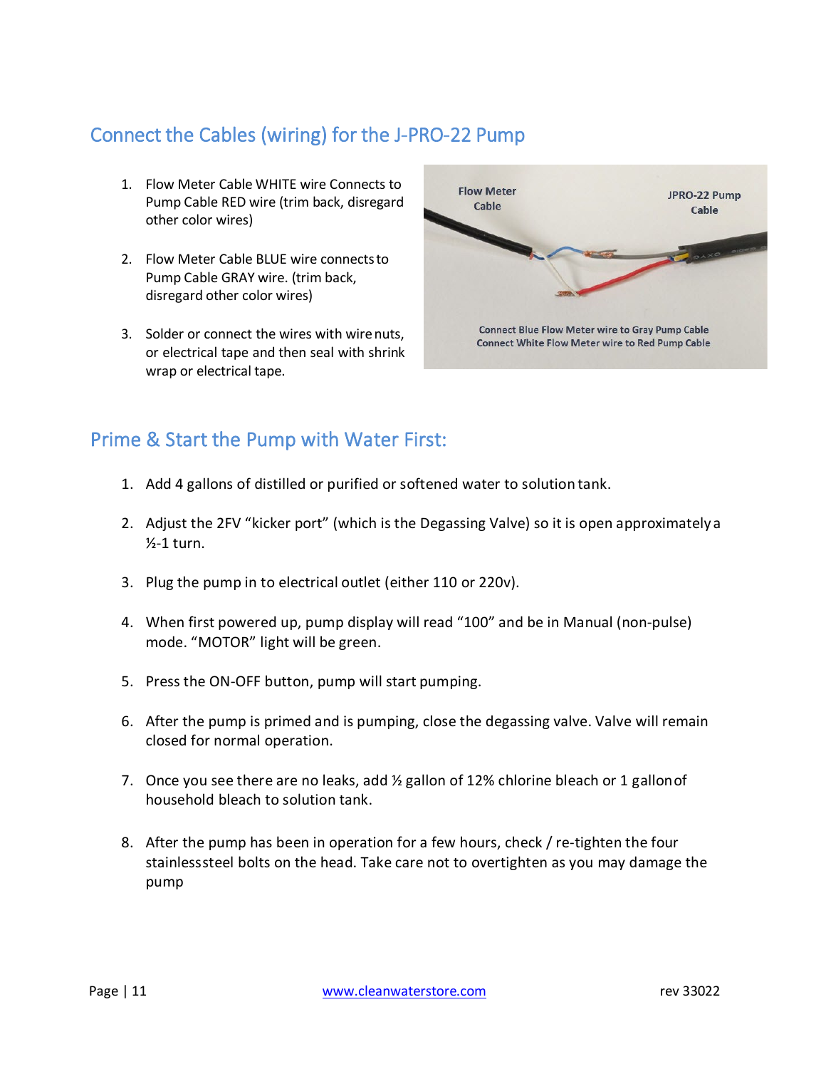## Connect the Cables (wiring) for the J-PRO-22 Pump

1. Flow Meter Cable WHITE wire Connects to Pump Cable RED wire (trim back, disregard other color wires)
2. Flow Meter Cable BLUE wire connects to Pump Cable GRAY wire. (trim back, disregard other color wires)
3. Solder or connect the wires with wire nuts, or electrical tape and then seal with shrink wrap or electrical tape.

## Prime & Start the Pump with Water First:

1. Add 4 gallons of distilled or purified or softened water to solution tank.
2. Adjust the 2FV "kicker port" (which is the Degassing Valve) so it is open approximately a ½-1 turn.
3. Plug the pump in to electrical outlet (either 110 or 220v).
4. When first powered up, pump display will read "100" and be in Manual (non-pulse) mode. "MOTOR" light will be green.
5. Press the ON-OFF button, pump will start pumping.
6. After the pump is primed and is pumping, close the degassing valve. Valve will remain closed for normal operation.
7. Once you see there are no leaks, add ½ gallon of 12% chlorine bleach or 1 gallon of household bleach to solution tank.
8. After the pump has been in operation for a few hours, check / re-tighten the four stainlesssteel bolts on the head. Take care not to overtighten as you may damage the pump

www.cleanwaterstore.com

rev 33022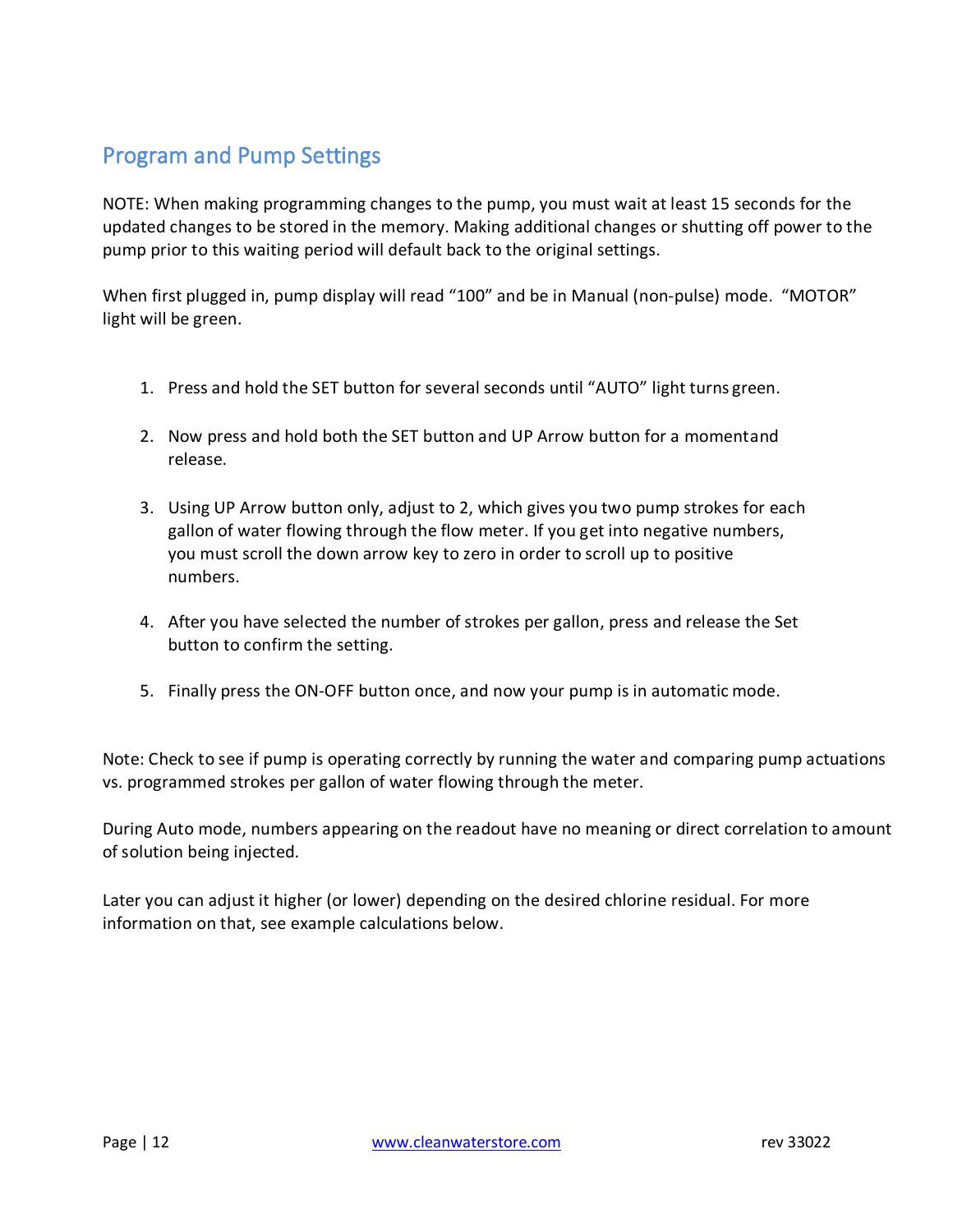## Program and Pump Settings

NOTE: When making programming changes to the pump, you must wait at least 15 seconds for the updated changes to be stored in the memory. Making additional changes or shutting off power to the pump prior to this waiting period will default back to the original settings.

When first plugged in, pump display will read "100" and be in Manual (non-pulse) mode. "MOTOR" light will be green.

1. Press and hold the SET button for several seconds until "AUTO" light turns green.

2. Now press and hold both the SET button and UP Arrow button for a momentand release.

3. Using UP Arrow button only, adjust to 2, which gives you two pump strokes for each gallon of water flowing through the flow meter. If you get into negative numbers, you must scroll the down arrow key to zero in order to scroll up to positive numbers.

4. After you have selected the number of strokes per gallon, press and release the Set button to confirm the setting.

5. Finally press the ON-OFF button once, and now your pump is in automatic mode.

Note: Check to see if pump is operating correctly by running the water and comparing pump actuations vs. programmed strokes per gallon of water flowing through the meter.

During Auto mode, numbers appearing on the readout have no meaning or direct correlation to amount of solution being injected.

Later you can adjust it higher (or lower) depending on the desired chlorine residual. For more information on that, see example calculations below.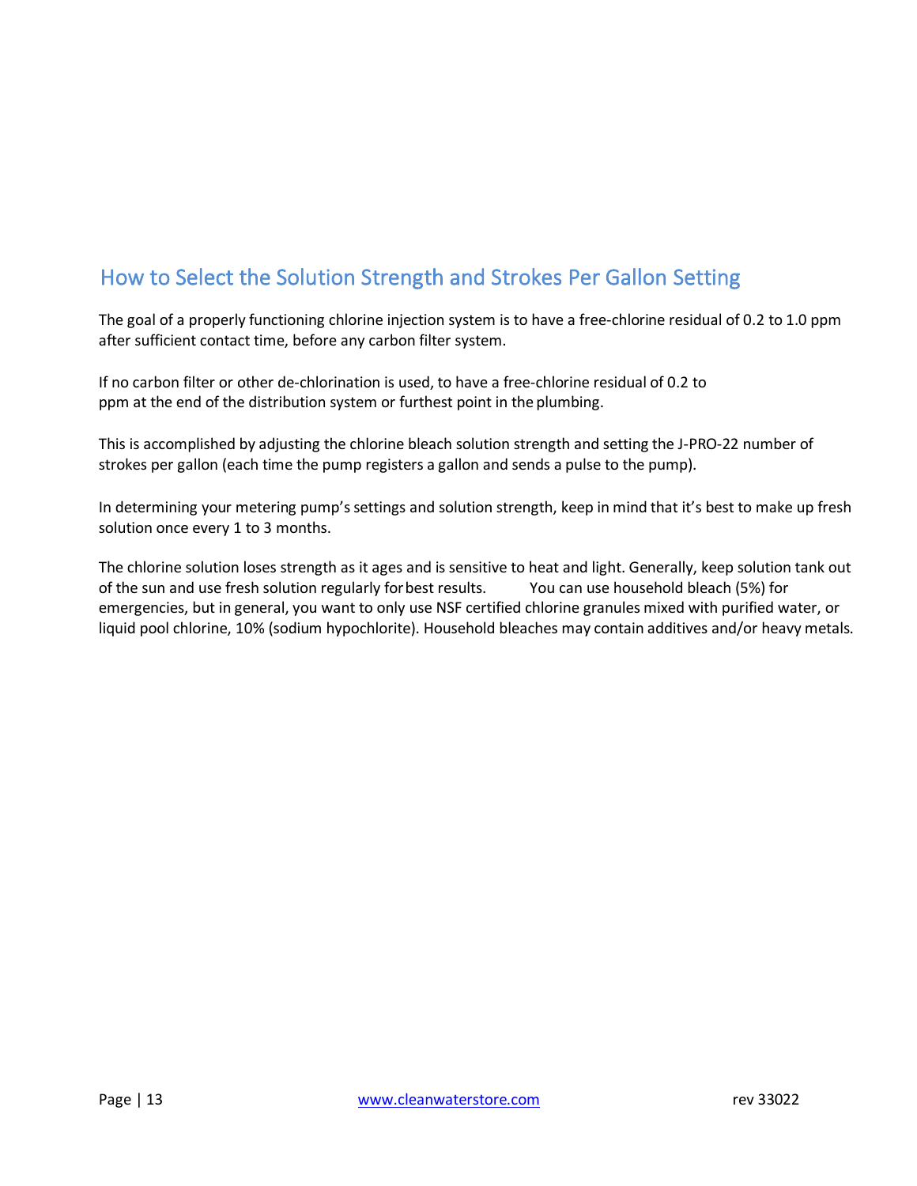## How to Select the Solution Strength and Strokes Per Gallon Setting

The goal of a properly functioning chlorine injection system is to have a free-chlorine residual of 0.2 to 1.0 ppm after sufficient contact time, before any carbon filter system.

If no carbon filter or other de-chlorination is used, to have a free-chlorine residual of 0.2 to ppm at the end of the distribution system or furthest point in the plumbing.

This is accomplished by adjusting the chlorine bleach solution strength and setting the J-PRO-22 number of strokes per gallon (each time the pump registers a gallon and sends a pulse to the pump).

In determining your metering pump's settings and solution strength, keep in mind that it's best to make up fresh solution once every 1 to 3 months.

The chlorine solution loses strength as it ages and is sensitive to heat and light. Generally, keep solution tank out of the sun and use fresh solution regularly for best results. You can use household bleach (5%) for emergencies, but in general, you want to only use NSF certified chlorine granules mixed with purified water, or liquid pool chlorine, 10% (sodium hypochlorite). Household bleaches may contain additives and/or heavy metals.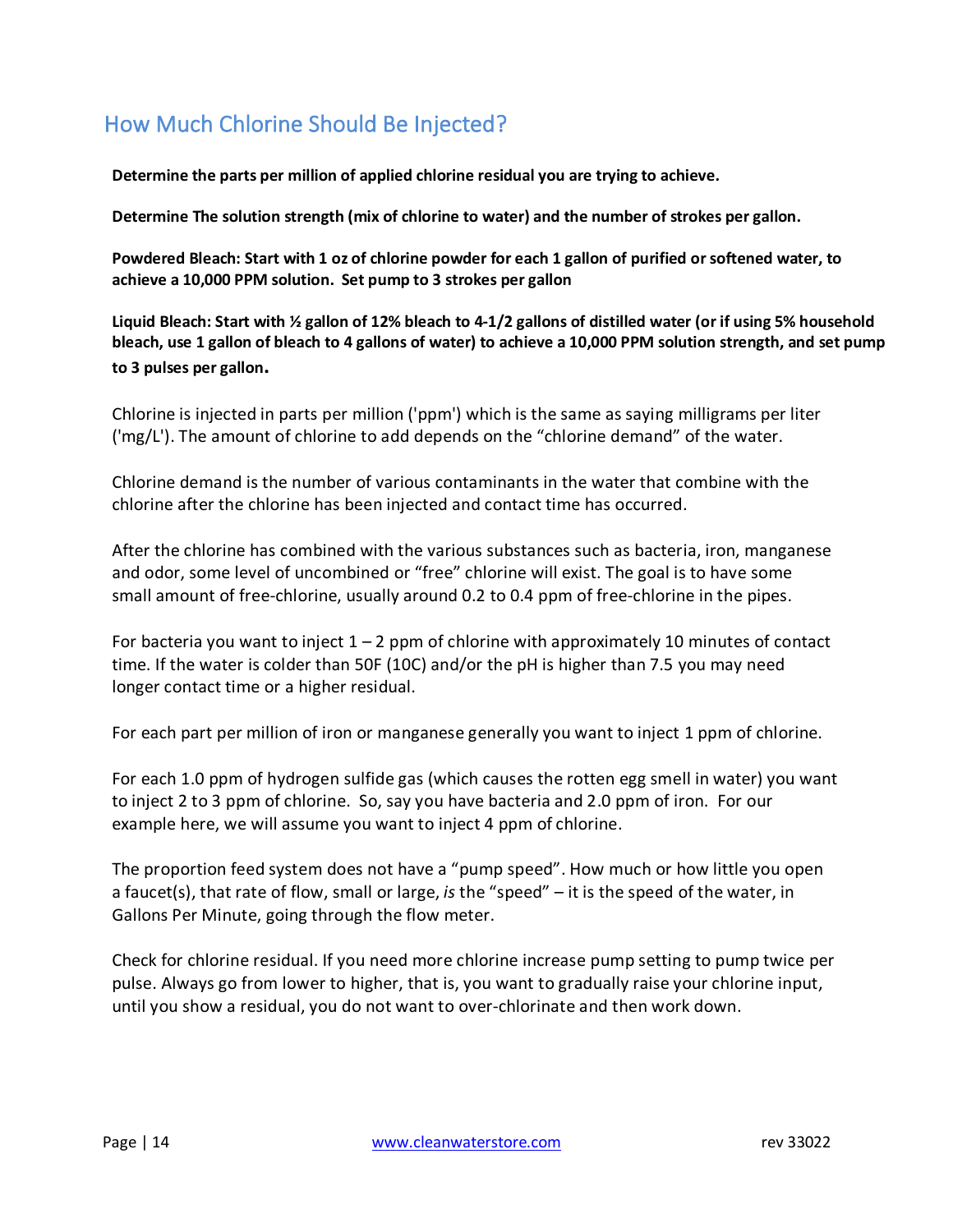## How Much Chlorine Should Be Injected?

**Determine the parts per million of applied chlorine residual you are trying to achieve.**

**Determine The solution strength (mix of chlorine to water) and the number of strokes per gallon.**

**Powdered Bleach: Start with 1 oz of chlorine powder for each 1 gallon of purified or softened water, to achieve a 10,000 PPM solution. Set pump to 3 strokes per gallon**

**Liquid Bleach: Start with ½ gallon of 12% bleach to 4-1/2 gallons of distilled water (or if using 5% household bleach, use 1 gallon of bleach to 4 gallons of water) to achieve a 10,000 PPM solution strength, and set pump to 3 pulses per gallon.**

Chlorine is injected in parts per million ('ppm') which is the same as saying milligrams per liter ('mg/L'). The amount of chlorine to add depends on the "chlorine demand" of the water.

Chlorine demand is the number of various contaminants in the water that combine with the chlorine after the chlorine has been injected and contact time has occurred.

After the chlorine has combined with the various substances such as bacteria, iron, manganese and odor, some level of uncombined or "free" chlorine will exist. The goal is to have some small amount of free-chlorine, usually around 0.2 to 0.4 ppm of free-chlorine in the pipes.

For bacteria you want to inject 1 – 2 ppm of chlorine with approximately 10 minutes of contact time. If the water is colder than 50F (10C) and/or the pH is higher than 7.5 you may need longer contact time or a higher residual.

For each part per million of iron or manganese generally you want to inject 1 ppm of chlorine.

For each 1.0 ppm of hydrogen sulfide gas (which causes the rotten egg smell in water) you want to inject 2 to 3 ppm of chlorine. So, say you have bacteria and 2.0 ppm of iron. For our example here, we will assume you want to inject 4 ppm of chlorine.

The proportion feed system does not have a "pump speed". How much or how little you open a faucet(s), that rate of flow, small or large, *is* the "speed" – it is the speed of the water, in Gallons Per Minute, going through the flow meter.

Check for chlorine residual. If you need more chlorine increase pump setting to pump twice per pulse. Always go from lower to higher, that is, you want to gradually raise your chlorine input, until you show a residual, you do not want to over-chlorinate and then work down.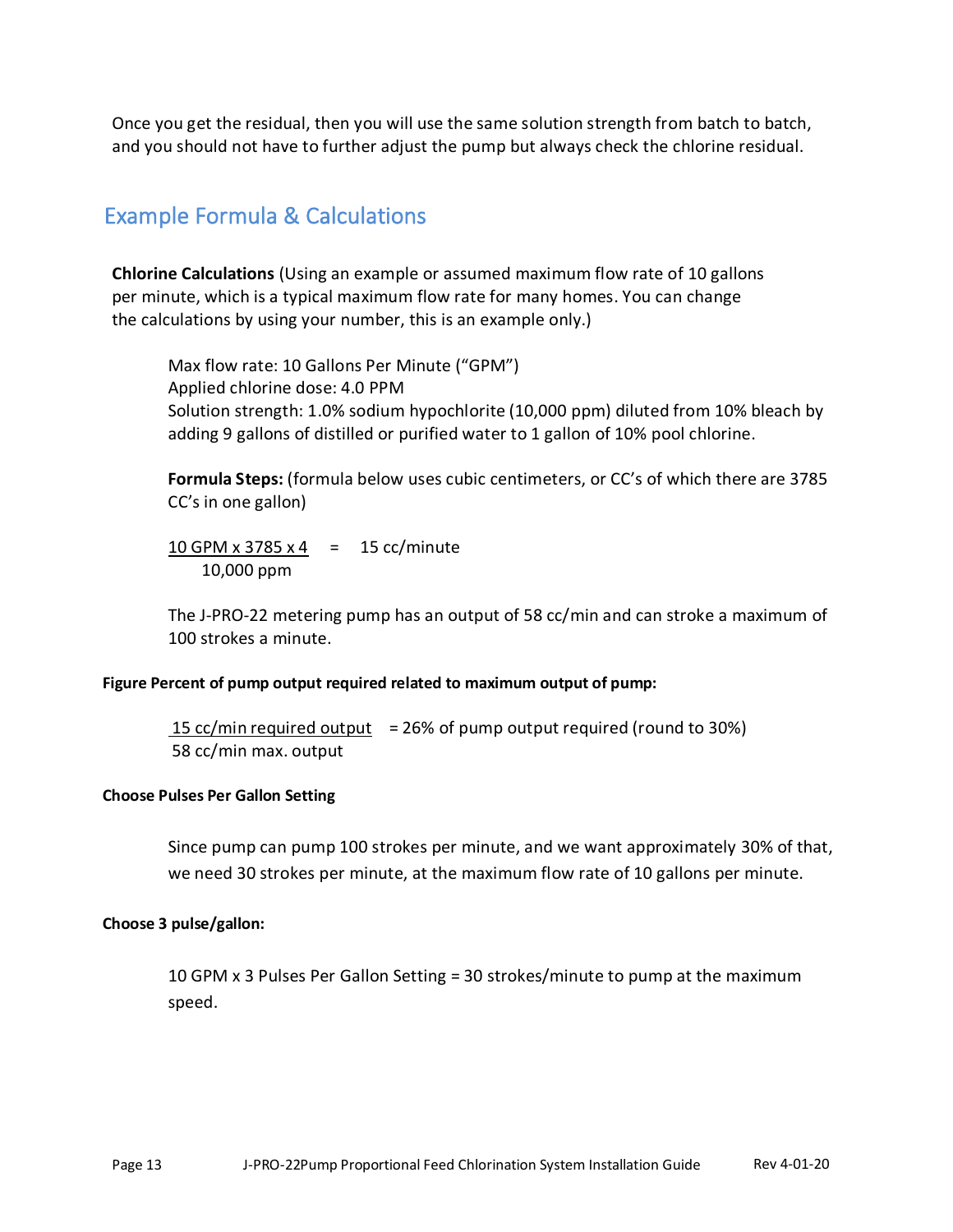Once you get the residual, then you will use the same solution strength from batch to batch, and you should not have to further adjust the pump but always check the chlorine residual.

## Example Formula & Calculations

**Chlorine Calculations** (Using an example or assumed maximum flow rate of 10 gallons per minute, which is a typical maximum flow rate for many homes. You can change the calculations by using your number, this is an example only.)

Max flow rate: 10 Gallons Per Minute (“GPM”)
Applied chlorine dose: 4.0 PPM
Solution strength: 1.0% sodium hypochlorite (10,000 ppm) diluted from 10% bleach by adding 9 gallons of distilled or purified water to 1 gallon of 10% pool chlorine.

**Formula Steps:** (formula below uses cubic centimeters, or CC’s of which there are 3785 CC’s in one gallon)

$$\frac{10 \text{ GPM} \times 3785 \times 4}{10{,}000 \text{ ppm}} = 15 \text{ cc/minute}$$

The J-PRO-22 metering pump has an output of 58 cc/min and can stroke a maximum of 100 strokes a minute.

**Figure Percent of pump output required related to maximum output of pump:**

$$\frac{15 \text{ cc/min required output}}{58 \text{ cc/min max. output}} = 26\% \text{ of pump output required (round to 30\%)}$$

**Choose Pulses Per Gallon Setting**

Since pump can pump 100 strokes per minute, and we want approximately 30% of that, we need 30 strokes per minute, at the maximum flow rate of 10 gallons per minute.

**Choose 3 pulse/gallon:**

10 GPM x 3 Pulses Per Gallon Setting = 30 strokes/minute to pump at the maximum speed.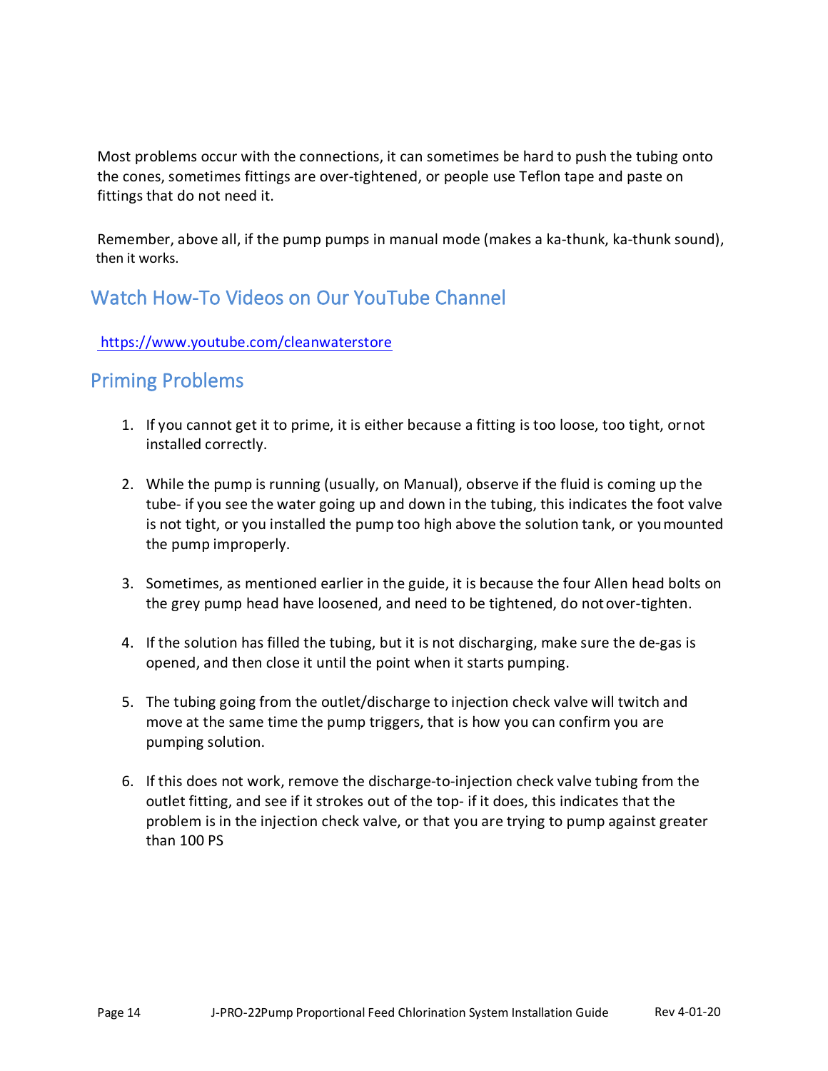Most problems occur with the connections, it can sometimes be hard to push the tubing onto the cones, sometimes fittings are over-tightened, or people use Teflon tape and paste on fittings that do not need it.

Remember, above all, if the pump pumps in manual mode (makes a ka-thunk, ka-thunk sound), then it works.

## Watch How-To Videos on Our YouTube Channel

https://www.youtube.com/cleanwaterstore

## Priming Problems

1. If you cannot get it to prime, it is either because a fitting is too loose, too tight, or not installed correctly.

2. While the pump is running (usually, on Manual), observe if the fluid is coming up the tube- if you see the water going up and down in the tubing, this indicates the foot valve is not tight, or you installed the pump too high above the solution tank, or you mounted the pump improperly.

3. Sometimes, as mentioned earlier in the guide, it is because the four Allen head bolts on the grey pump head have loosened, and need to be tightened, do not over-tighten.

4. If the solution has filled the tubing, but it is not discharging, make sure the de-gas is opened, and then close it until the point when it starts pumping.

5. The tubing going from the outlet/discharge to injection check valve will twitch and move at the same time the pump triggers, that is how you can confirm you are pumping solution.

6. If this does not work, remove the discharge-to-injection check valve tubing from the outlet fitting, and see if it strokes out of the top- if it does, this indicates that the problem is in the injection check valve, or that you are trying to pump against greater than 100 PS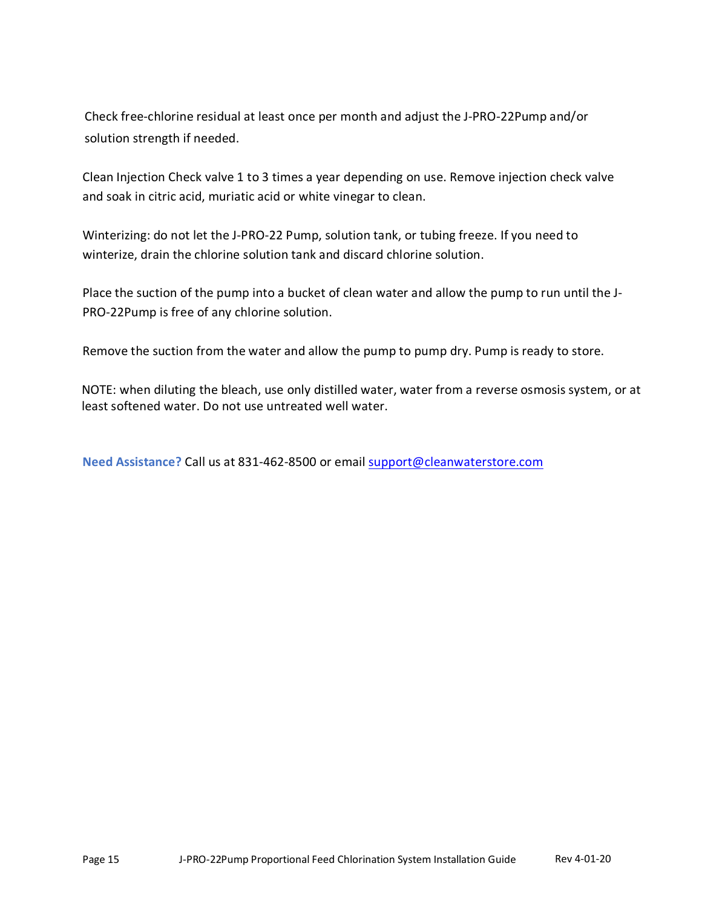Check free-chlorine residual at least once per month and adjust the J-PRO-22Pump and/or solution strength if needed.

Clean Injection Check valve 1 to 3 times a year depending on use. Remove injection check valve and soak in citric acid, muriatic acid or white vinegar to clean.

Winterizing: do not let the J-PRO-22 Pump, solution tank, or tubing freeze. If you need to winterize, drain the chlorine solution tank and discard chlorine solution.

Place the suction of the pump into a bucket of clean water and allow the pump to run until the J-PRO-22Pump is free of any chlorine solution.

Remove the suction from the water and allow the pump to pump dry. Pump is ready to store.

NOTE: when diluting the bleach, use only distilled water, water from a reverse osmosis system, or at least softened water. Do not use untreated well water.

**Need Assistance?** Call us at 831-462-8500 or email support@cleanwaterstore.com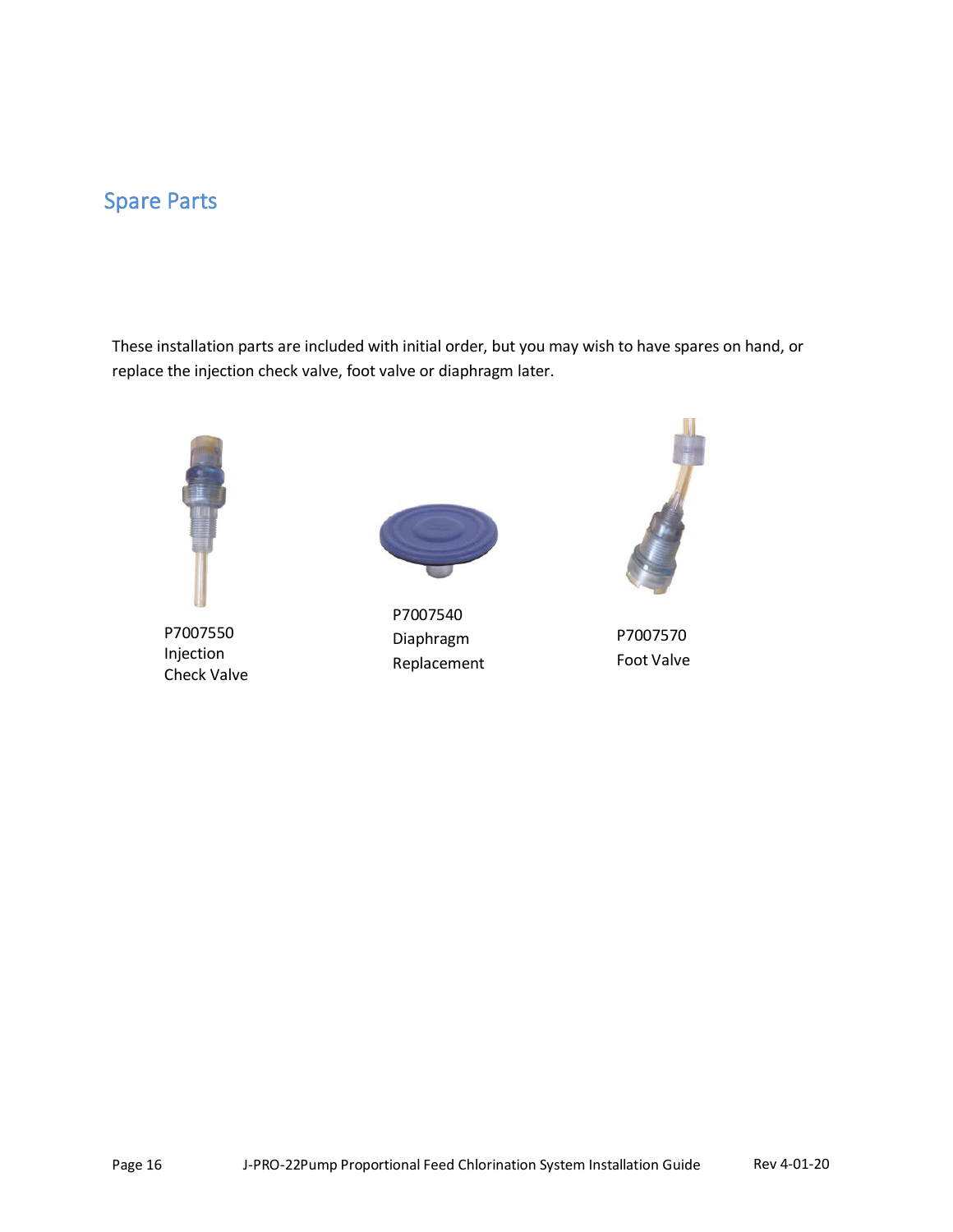## Spare Parts

These installation parts are included with initial order, but you may wish to have spares on hand, or replace the injection check valve, foot valve or diaphragm later.

P7007550
Injection
Check Valve

P7007540
Diaphragm
Replacement

P7007570
Foot Valve